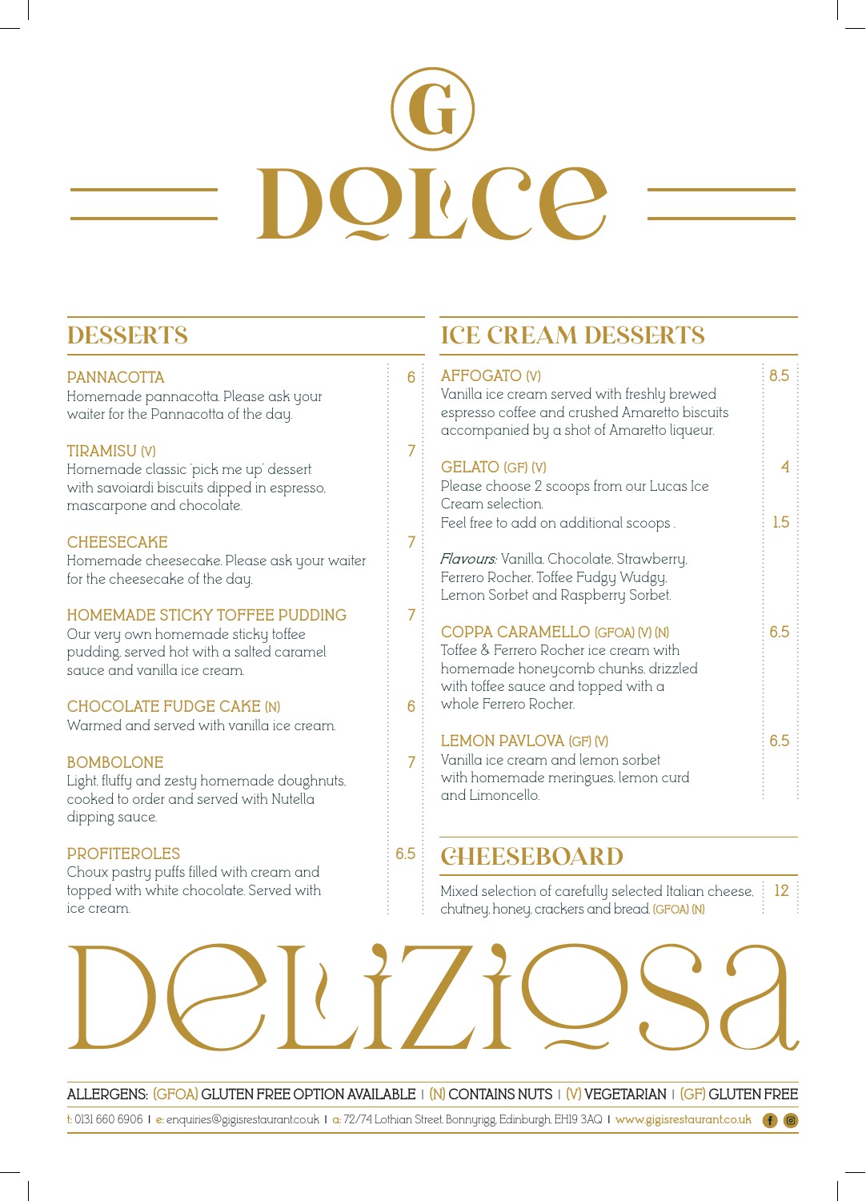# DOLCE

## DESSERTS

**PANNACOTTA** — 6
Homemade pannacotta. Please ask your waiter for the Pannacotta of the day.

**TIRAMISU (V)** — 7
Homemade classic 'pick me up' dessert with savoiardi biscuits dipped in espresso, mascarpone and chocolate.

**CHEESECAKE** — 7
Homemade cheesecake. Please ask your waiter for the cheesecake of the day.

**HOMEMADE STICKY TOFFEE PUDDING** — 7
Our very own homemade sticky toffee pudding, served hot with a salted caramel sauce and vanilla ice cream.

**CHOCOLATE FUDGE CAKE (N)** — 6
Warmed and served with vanilla ice cream.

**BOMBOLONE** — 7
Light, fluffy and zesty homemade doughnuts, cooked to order and served with Nutella dipping sauce.

**PROFITEROLES** — 6.5
Choux pastry puffs filled with cream and topped with white chocolate. Served with ice cream.

## ICE CREAM DESSERTS

**AFFOGATO (V)** — 8.5
Vanilla ice cream served with freshly brewed espresso coffee and crushed Amaretto biscuits accompanied by a shot of Amaretto liqueur.

**GELATO (GF) (V)** — 4
Please choose 2 scoops from our Lucas Ice Cream selection.
Feel free to add on additional scoops . — 1.5

*Flavours:* Vanilla, Chocolate, Strawberry, Ferrero Rocher, Toffee Fudgy Wudgy, Lemon Sorbet and Raspberry Sorbet.

**COPPA CARAMELLO (GFOA) (V) (N)** — 6.5
Toffee & Ferrero Rocher ice cream with homemade honeycomb chunks, drizzled with toffee sauce and topped with a whole Ferrero Rocher.

**LEMON PAVLOVA (GF) (V)** — 6.5
Vanilla ice cream and lemon sorbet with homemade meringues, lemon curd and Limoncello.

## CHEESEBOARD

Mixed selection of carefully selected Italian cheese, chutney, honey, crackers and bread. (GFOA) (N) — 12

# Deliziosa

ALLERGENS: (GFOA) GLUTEN FREE OPTION AVAILABLE | (N) CONTAINS NUTS | (V) VEGETARIAN | (GF) GLUTEN FREE

t: 0131 660 6906 | e: enquiries@gigisrestaurant.co.uk | a: 72/74 Lothian Street, Bonnyrigg, Edinburgh, EH19 3AQ | www.gigisrestaurant.co.uk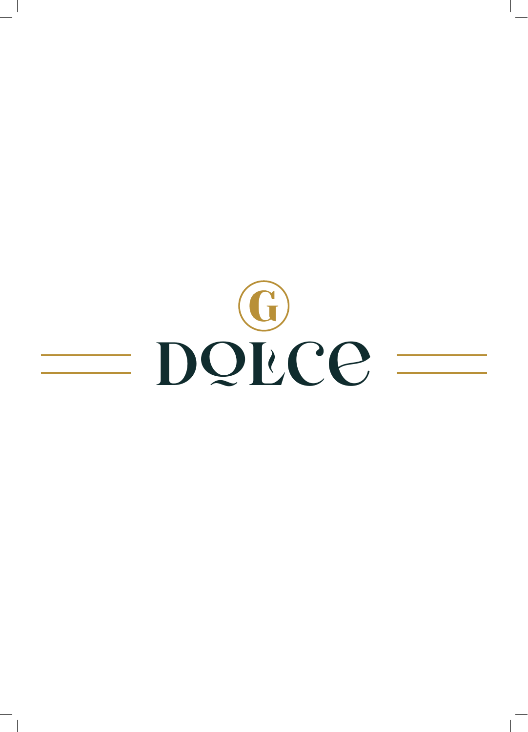G

# DOLCE